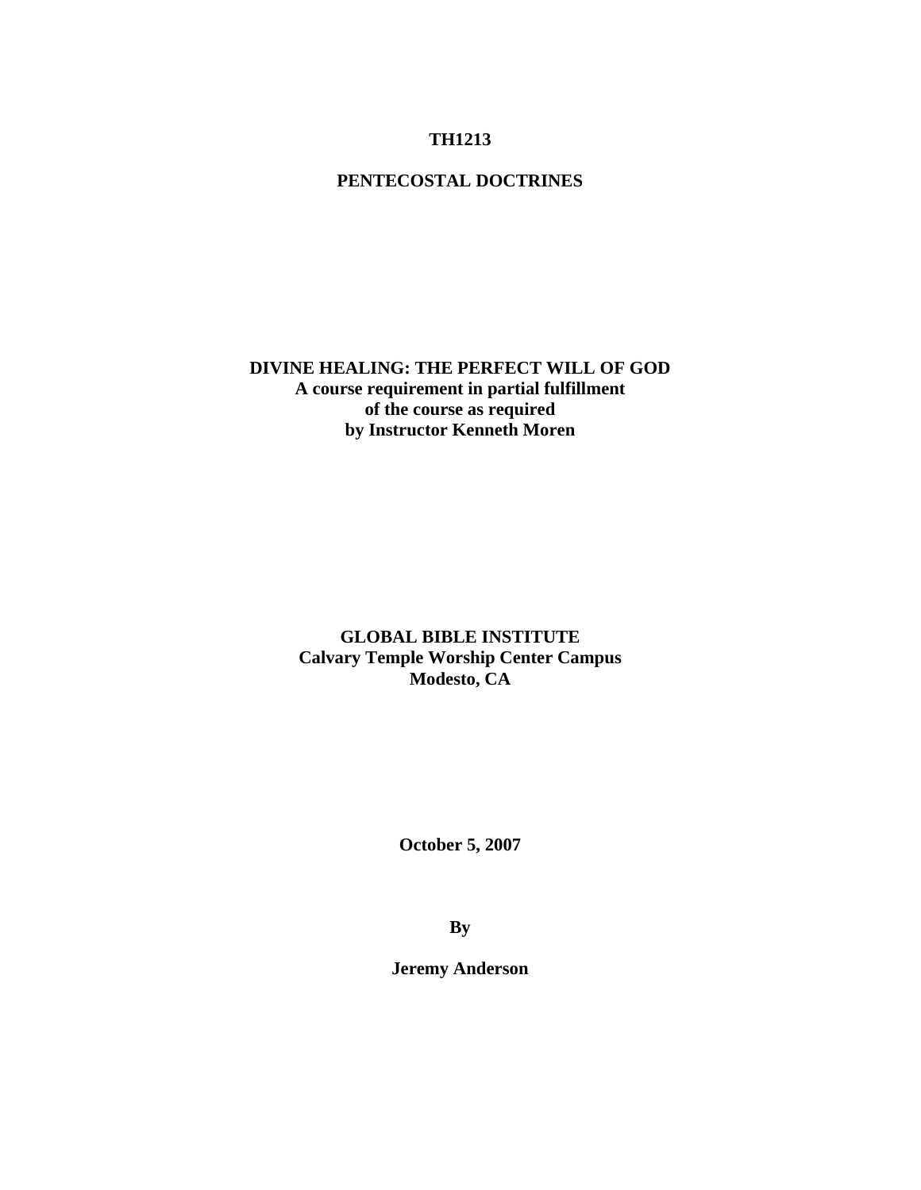**TH1213**

**PENTECOSTAL DOCTRINES**

**DIVINE HEALING: THE PERFECT WILL OF GOD**
**A course requirement in partial fulfillment**
**of the course as required**
**by Instructor Kenneth Moren**

**GLOBAL BIBLE INSTITUTE**
**Calvary Temple Worship Center Campus**
**Modesto, CA**

**October 5, 2007**

**By**

**Jeremy Anderson**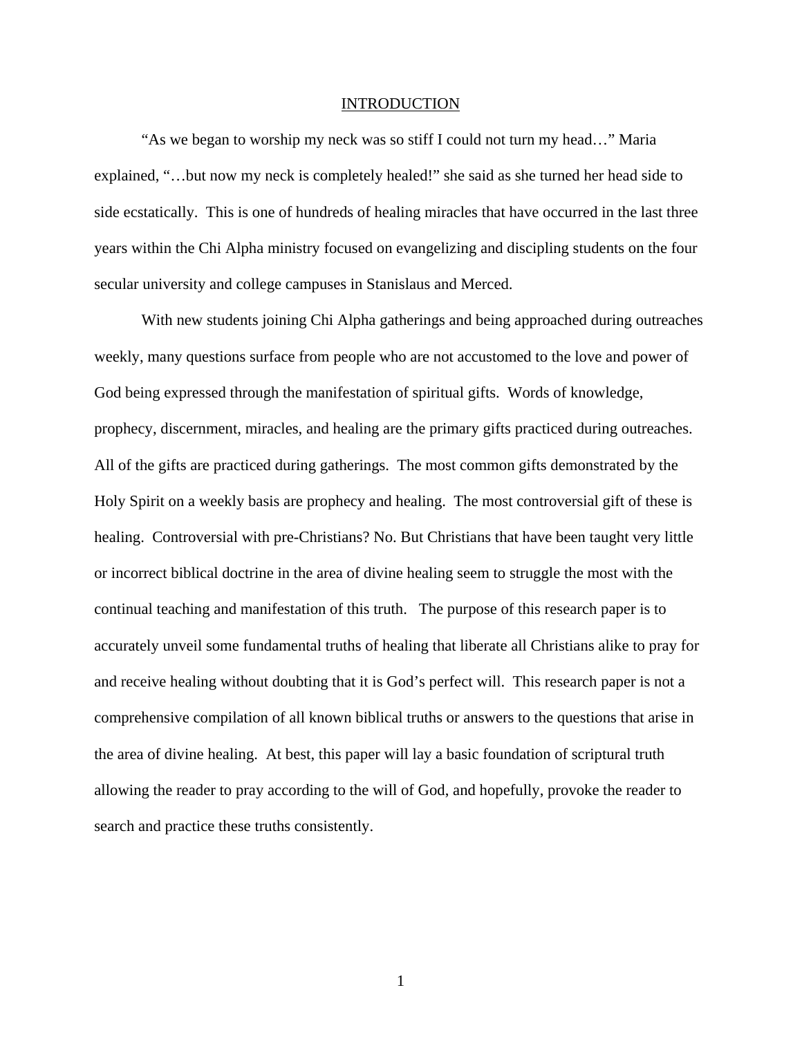# INTRODUCTION

"As we began to worship my neck was so stiff I could not turn my head…" Maria explained, "…but now my neck is completely healed!" she said as she turned her head side to side ecstatically. This is one of hundreds of healing miracles that have occurred in the last three years within the Chi Alpha ministry focused on evangelizing and discipling students on the four secular university and college campuses in Stanislaus and Merced.

With new students joining Chi Alpha gatherings and being approached during outreaches weekly, many questions surface from people who are not accustomed to the love and power of God being expressed through the manifestation of spiritual gifts. Words of knowledge, prophecy, discernment, miracles, and healing are the primary gifts practiced during outreaches. All of the gifts are practiced during gatherings. The most common gifts demonstrated by the Holy Spirit on a weekly basis are prophecy and healing. The most controversial gift of these is healing. Controversial with pre-Christians? No. But Christians that have been taught very little or incorrect biblical doctrine in the area of divine healing seem to struggle the most with the continual teaching and manifestation of this truth. The purpose of this research paper is to accurately unveil some fundamental truths of healing that liberate all Christians alike to pray for and receive healing without doubting that it is God's perfect will. This research paper is not a comprehensive compilation of all known biblical truths or answers to the questions that arise in the area of divine healing. At best, this paper will lay a basic foundation of scriptural truth allowing the reader to pray according to the will of God, and hopefully, provoke the reader to search and practice these truths consistently.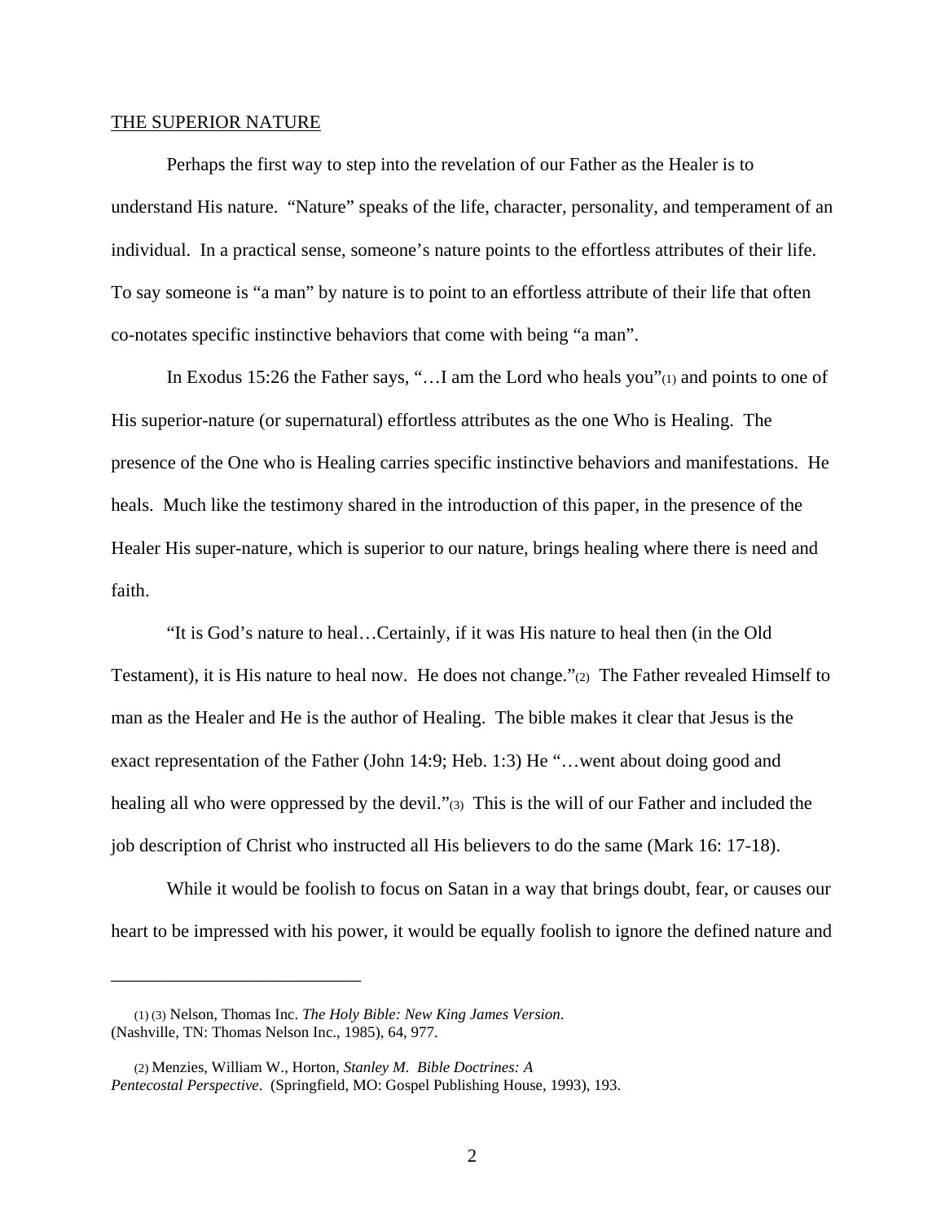THE SUPERIOR NATURE

Perhaps the first way to step into the revelation of our Father as the Healer is to understand His nature. "Nature" speaks of the life, character, personality, and temperament of an individual. In a practical sense, someone's nature points to the effortless attributes of their life. To say someone is "a man" by nature is to point to an effortless attribute of their life that often co-notates specific instinctive behaviors that come with being "a man".

In Exodus 15:26 the Father says, "…I am the Lord who heals you"(1) and points to one of His superior-nature (or supernatural) effortless attributes as the one Who is Healing. The presence of the One who is Healing carries specific instinctive behaviors and manifestations. He heals. Much like the testimony shared in the introduction of this paper, in the presence of the Healer His super-nature, which is superior to our nature, brings healing where there is need and faith.

"It is God's nature to heal…Certainly, if it was His nature to heal then (in the Old Testament), it is His nature to heal now. He does not change."(2) The Father revealed Himself to man as the Healer and He is the author of Healing. The bible makes it clear that Jesus is the exact representation of the Father (John 14:9; Heb. 1:3) He "…went about doing good and healing all who were oppressed by the devil."(3) This is the will of our Father and included the job description of Christ who instructed all His believers to do the same (Mark 16: 17-18).

While it would be foolish to focus on Satan in a way that brings doubt, fear, or causes our heart to be impressed with his power, it would be equally foolish to ignore the defined nature and

---

(1) (3) Nelson, Thomas Inc. *The Holy Bible: New King James Version*. (Nashville, TN: Thomas Nelson Inc., 1985), 64, 977.

(2) Menzies, William W., Horton, *Stanley M. Bible Doctrines: A Pentecostal Perspective*. (Springfield, MO: Gospel Publishing House, 1993), 193.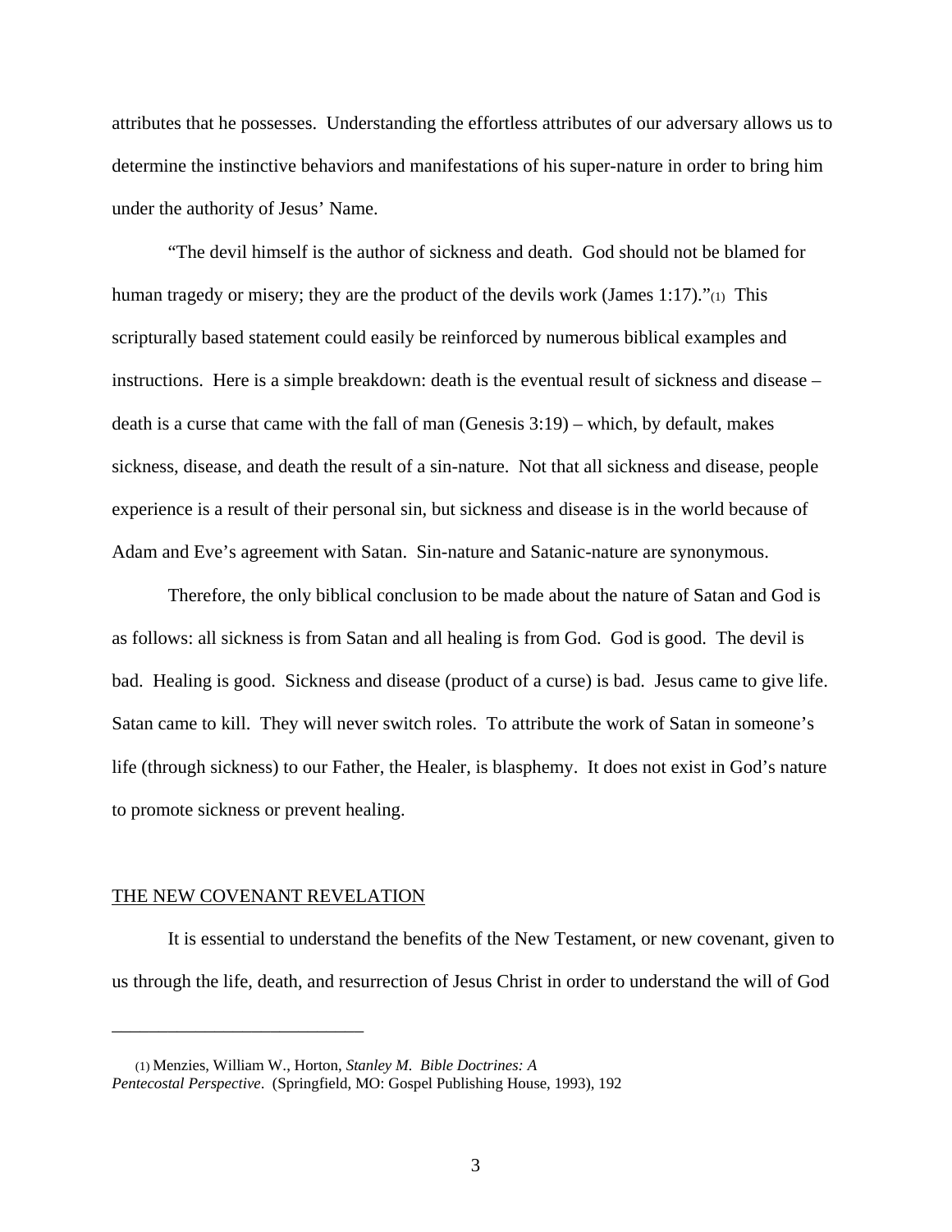attributes that he possesses. Understanding the effortless attributes of our adversary allows us to determine the instinctive behaviors and manifestations of his super-nature in order to bring him under the authority of Jesus' Name.

"The devil himself is the author of sickness and death. God should not be blamed for human tragedy or misery; they are the product of the devils work (James 1:17)."(1) This scripturally based statement could easily be reinforced by numerous biblical examples and instructions. Here is a simple breakdown: death is the eventual result of sickness and disease – death is a curse that came with the fall of man (Genesis 3:19) – which, by default, makes sickness, disease, and death the result of a sin-nature. Not that all sickness and disease, people experience is a result of their personal sin, but sickness and disease is in the world because of Adam and Eve's agreement with Satan. Sin-nature and Satanic-nature are synonymous.

Therefore, the only biblical conclusion to be made about the nature of Satan and God is as follows: all sickness is from Satan and all healing is from God. God is good. The devil is bad. Healing is good. Sickness and disease (product of a curse) is bad. Jesus came to give life. Satan came to kill. They will never switch roles. To attribute the work of Satan in someone's life (through sickness) to our Father, the Healer, is blasphemy. It does not exist in God's nature to promote sickness or prevent healing.

## THE NEW COVENANT REVELATION

It is essential to understand the benefits of the New Testament, or new covenant, given to us through the life, death, and resurrection of Jesus Christ in order to understand the will of God

---

(1) Menzies, William W., Horton, *Stanley M. Bible Doctrines: A Pentecostal Perspective*. (Springfield, MO: Gospel Publishing House, 1993), 192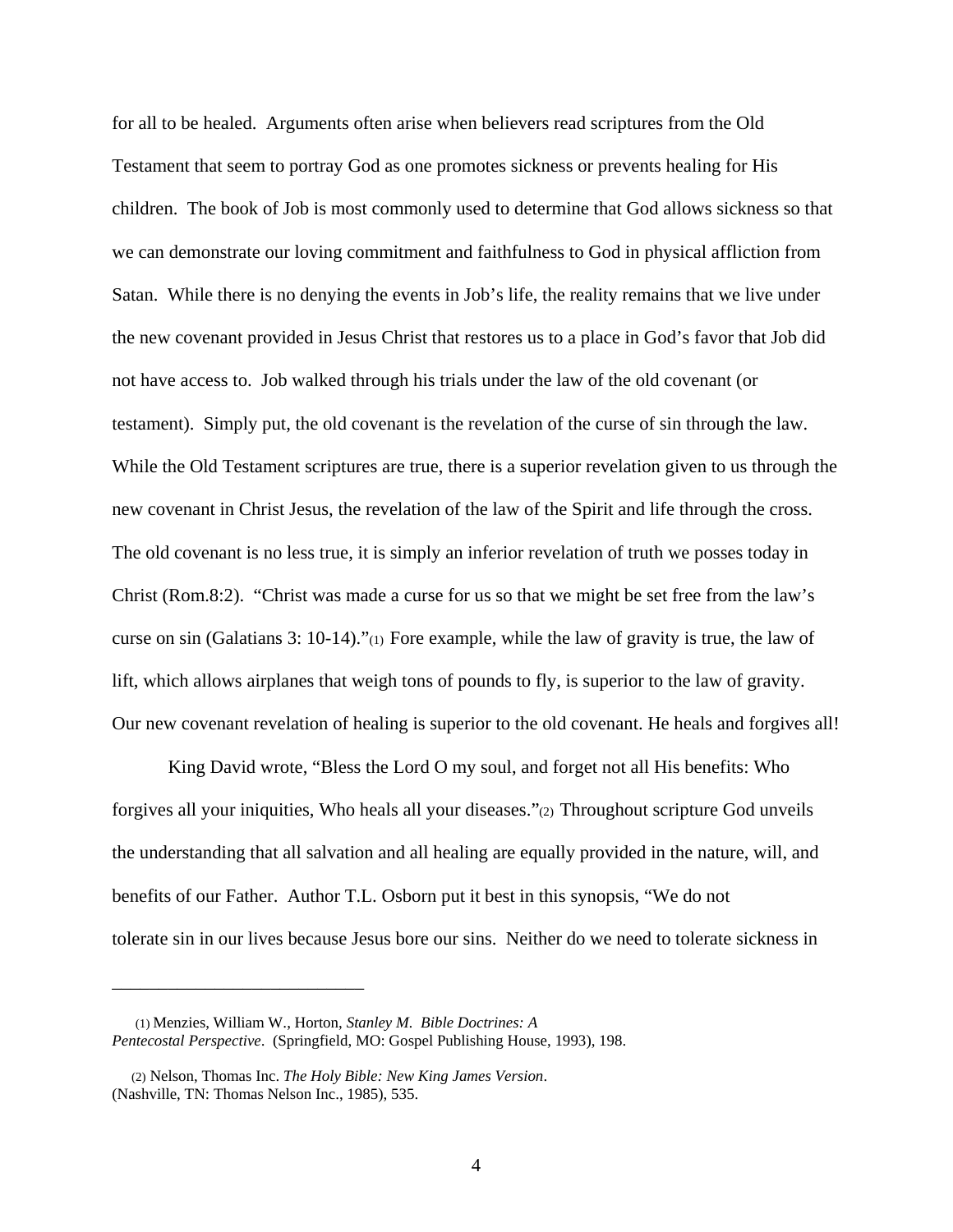for all to be healed. Arguments often arise when believers read scriptures from the Old Testament that seem to portray God as one promotes sickness or prevents healing for His children. The book of Job is most commonly used to determine that God allows sickness so that we can demonstrate our loving commitment and faithfulness to God in physical affliction from Satan. While there is no denying the events in Job's life, the reality remains that we live under the new covenant provided in Jesus Christ that restores us to a place in God's favor that Job did not have access to. Job walked through his trials under the law of the old covenant (or testament). Simply put, the old covenant is the revelation of the curse of sin through the law. While the Old Testament scriptures are true, there is a superior revelation given to us through the new covenant in Christ Jesus, the revelation of the law of the Spirit and life through the cross. The old covenant is no less true, it is simply an inferior revelation of truth we posses today in Christ (Rom.8:2). "Christ was made a curse for us so that we might be set free from the law's curse on sin (Galatians 3: 10-14)."(1) Fore example, while the law of gravity is true, the law of lift, which allows airplanes that weigh tons of pounds to fly, is superior to the law of gravity. Our new covenant revelation of healing is superior to the old covenant. He heals and forgives all!

King David wrote, "Bless the Lord O my soul, and forget not all His benefits: Who forgives all your iniquities, Who heals all your diseases."(2) Throughout scripture God unveils the understanding that all salvation and all healing are equally provided in the nature, will, and benefits of our Father. Author T.L. Osborn put it best in this synopsis, "We do not tolerate sin in our lives because Jesus bore our sins. Neither do we need to tolerate sickness in

---

(1) Menzies, William W., Horton, *Stanley M. Bible Doctrines: A Pentecostal Perspective*. (Springfield, MO: Gospel Publishing House, 1993), 198.

(2) Nelson, Thomas Inc. *The Holy Bible: New King James Version*. (Nashville, TN: Thomas Nelson Inc., 1985), 535.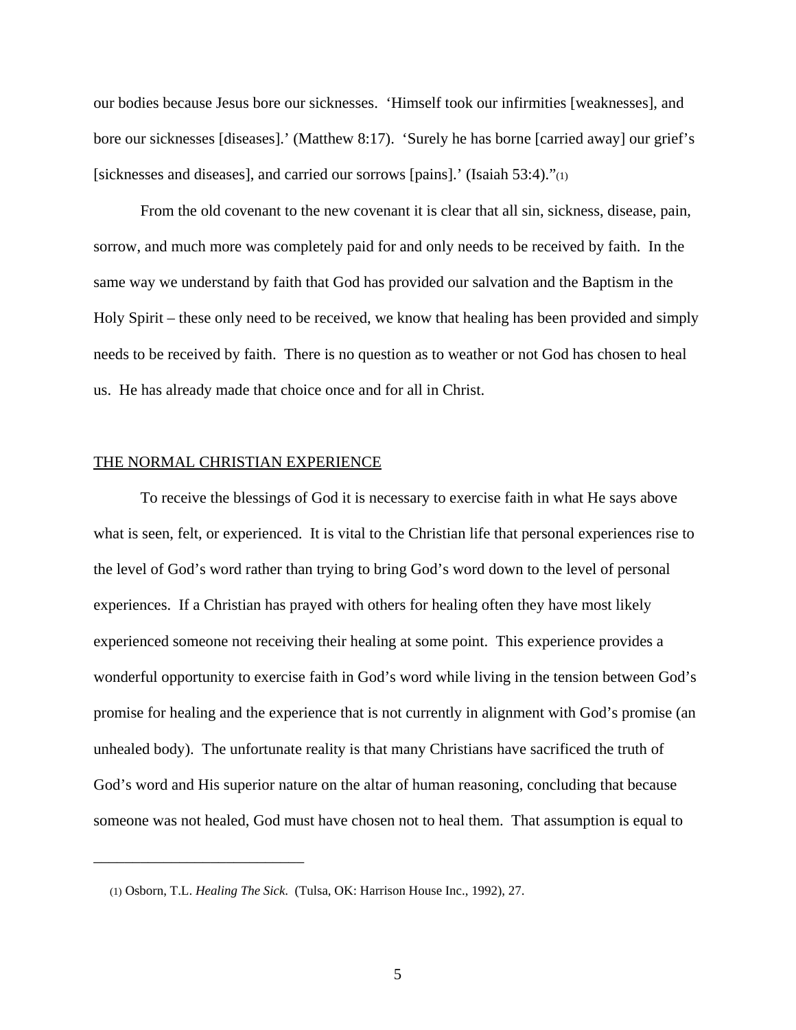our bodies because Jesus bore our sicknesses. 'Himself took our infirmities [weaknesses], and bore our sicknesses [diseases].' (Matthew 8:17). 'Surely he has borne [carried away] our grief's [sicknesses and diseases], and carried our sorrows [pains].' (Isaiah 53:4)."(1)

From the old covenant to the new covenant it is clear that all sin, sickness, disease, pain, sorrow, and much more was completely paid for and only needs to be received by faith. In the same way we understand by faith that God has provided our salvation and the Baptism in the Holy Spirit – these only need to be received, we know that healing has been provided and simply needs to be received by faith. There is no question as to weather or not God has chosen to heal us. He has already made that choice once and for all in Christ.

## THE NORMAL CHRISTIAN EXPERIENCE

To receive the blessings of God it is necessary to exercise faith in what He says above what is seen, felt, or experienced. It is vital to the Christian life that personal experiences rise to the level of God's word rather than trying to bring God's word down to the level of personal experiences. If a Christian has prayed with others for healing often they have most likely experienced someone not receiving their healing at some point. This experience provides a wonderful opportunity to exercise faith in God's word while living in the tension between God's promise for healing and the experience that is not currently in alignment with God's promise (an unhealed body). The unfortunate reality is that many Christians have sacrificed the truth of God's word and His superior nature on the altar of human reasoning, concluding that because someone was not healed, God must have chosen not to heal them. That assumption is equal to

---

(1) Osborn, T.L. *Healing The Sick*. (Tulsa, OK: Harrison House Inc., 1992), 27.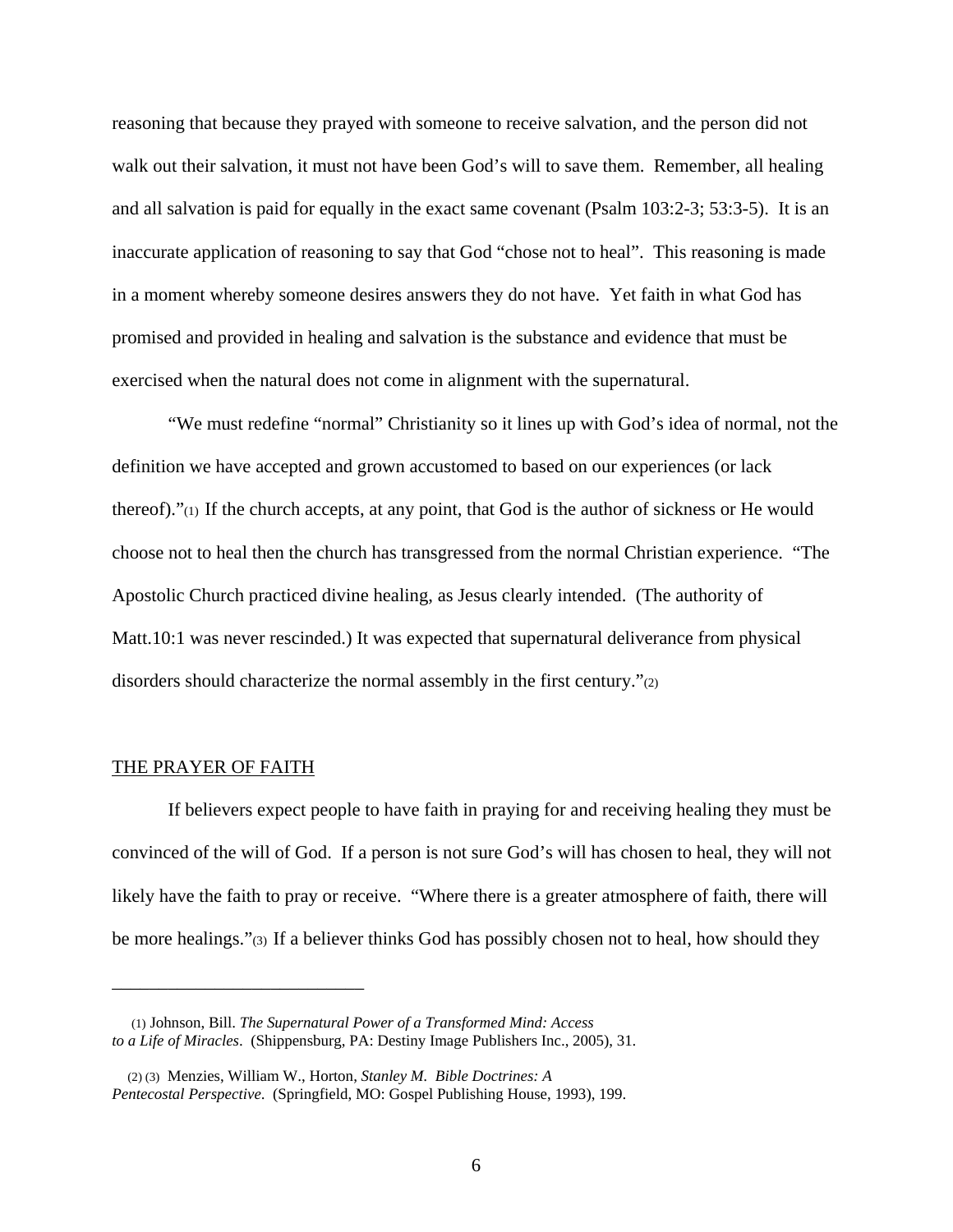reasoning that because they prayed with someone to receive salvation, and the person did not walk out their salvation, it must not have been God's will to save them. Remember, all healing and all salvation is paid for equally in the exact same covenant (Psalm 103:2-3; 53:3-5). It is an inaccurate application of reasoning to say that God "chose not to heal". This reasoning is made in a moment whereby someone desires answers they do not have. Yet faith in what God has promised and provided in healing and salvation is the substance and evidence that must be exercised when the natural does not come in alignment with the supernatural.

"We must redefine "normal" Christianity so it lines up with God's idea of normal, not the definition we have accepted and grown accustomed to based on our experiences (or lack thereof)."(1) If the church accepts, at any point, that God is the author of sickness or He would choose not to heal then the church has transgressed from the normal Christian experience. "The Apostolic Church practiced divine healing, as Jesus clearly intended. (The authority of Matt.10:1 was never rescinded.) It was expected that supernatural deliverance from physical disorders should characterize the normal assembly in the first century."(2)

## THE PRAYER OF FAITH

If believers expect people to have faith in praying for and receiving healing they must be convinced of the will of God. If a person is not sure God's will has chosen to heal, they will not likely have the faith to pray or receive. "Where there is a greater atmosphere of faith, there will be more healings."(3) If a believer thinks God has possibly chosen not to heal, how should they

---

(1) Johnson, Bill. *The Supernatural Power of a Transformed Mind: Access to a Life of Miracles*. (Shippensburg, PA: Destiny Image Publishers Inc., 2005), 31.

(2) (3) Menzies, William W., Horton, *Stanley M. Bible Doctrines: A Pentecostal Perspective*. (Springfield, MO: Gospel Publishing House, 1993), 199.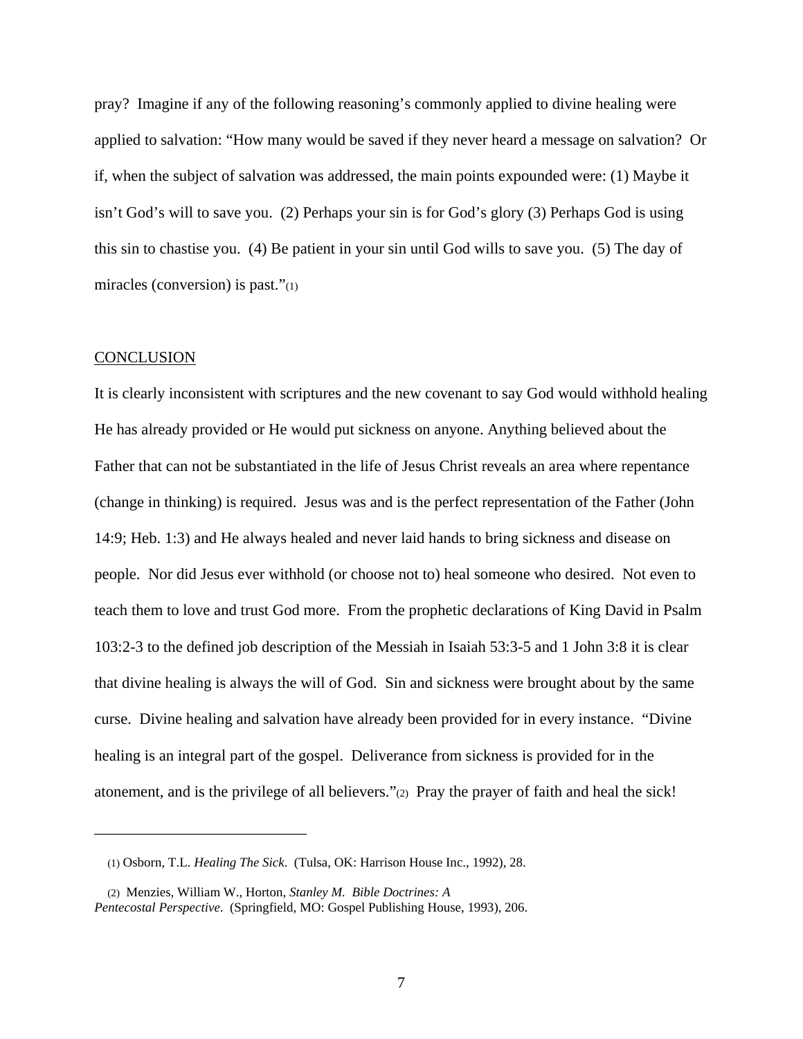pray? Imagine if any of the following reasoning's commonly applied to divine healing were applied to salvation: "How many would be saved if they never heard a message on salvation? Or if, when the subject of salvation was addressed, the main points expounded were: (1) Maybe it isn't God's will to save you. (2) Perhaps your sin is for God's glory (3) Perhaps God is using this sin to chastise you. (4) Be patient in your sin until God wills to save you. (5) The day of miracles (conversion) is past."(1)

CONCLUSION

It is clearly inconsistent with scriptures and the new covenant to say God would withhold healing He has already provided or He would put sickness on anyone. Anything believed about the Father that can not be substantiated in the life of Jesus Christ reveals an area where repentance (change in thinking) is required. Jesus was and is the perfect representation of the Father (John 14:9; Heb. 1:3) and He always healed and never laid hands to bring sickness and disease on people. Nor did Jesus ever withhold (or choose not to) heal someone who desired. Not even to teach them to love and trust God more. From the prophetic declarations of King David in Psalm 103:2-3 to the defined job description of the Messiah in Isaiah 53:3-5 and 1 John 3:8 it is clear that divine healing is always the will of God. Sin and sickness were brought about by the same curse. Divine healing and salvation have already been provided for in every instance. "Divine healing is an integral part of the gospel. Deliverance from sickness is provided for in the atonement, and is the privilege of all believers."(2) Pray the prayer of faith and heal the sick!

---

(1) Osborn, T.L. *Healing The Sick*. (Tulsa, OK: Harrison House Inc., 1992), 28.

(2) Menzies, William W., Horton, *Stanley M. Bible Doctrines: A Pentecostal Perspective*. (Springfield, MO: Gospel Publishing House, 1993), 206.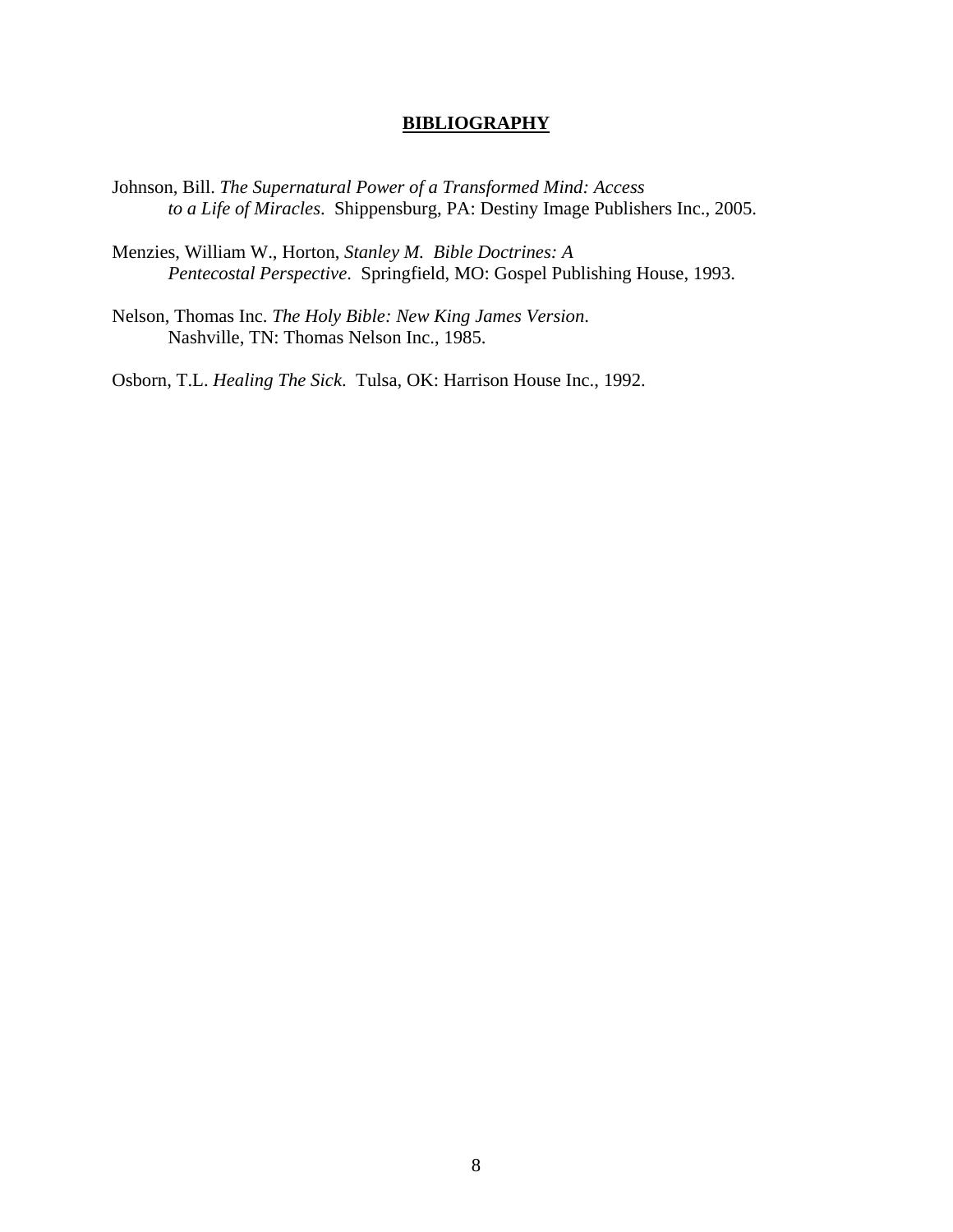## BIBLIOGRAPHY

Johnson, Bill. *The Supernatural Power of a Transformed Mind: Access to a Life of Miracles*. Shippensburg, PA: Destiny Image Publishers Inc., 2005.

Menzies, William W., Horton, *Stanley M. Bible Doctrines: A Pentecostal Perspective*. Springfield, MO: Gospel Publishing House, 1993.

Nelson, Thomas Inc. *The Holy Bible: New King James Version*. Nashville, TN: Thomas Nelson Inc., 1985.

Osborn, T.L. *Healing The Sick*. Tulsa, OK: Harrison House Inc., 1992.